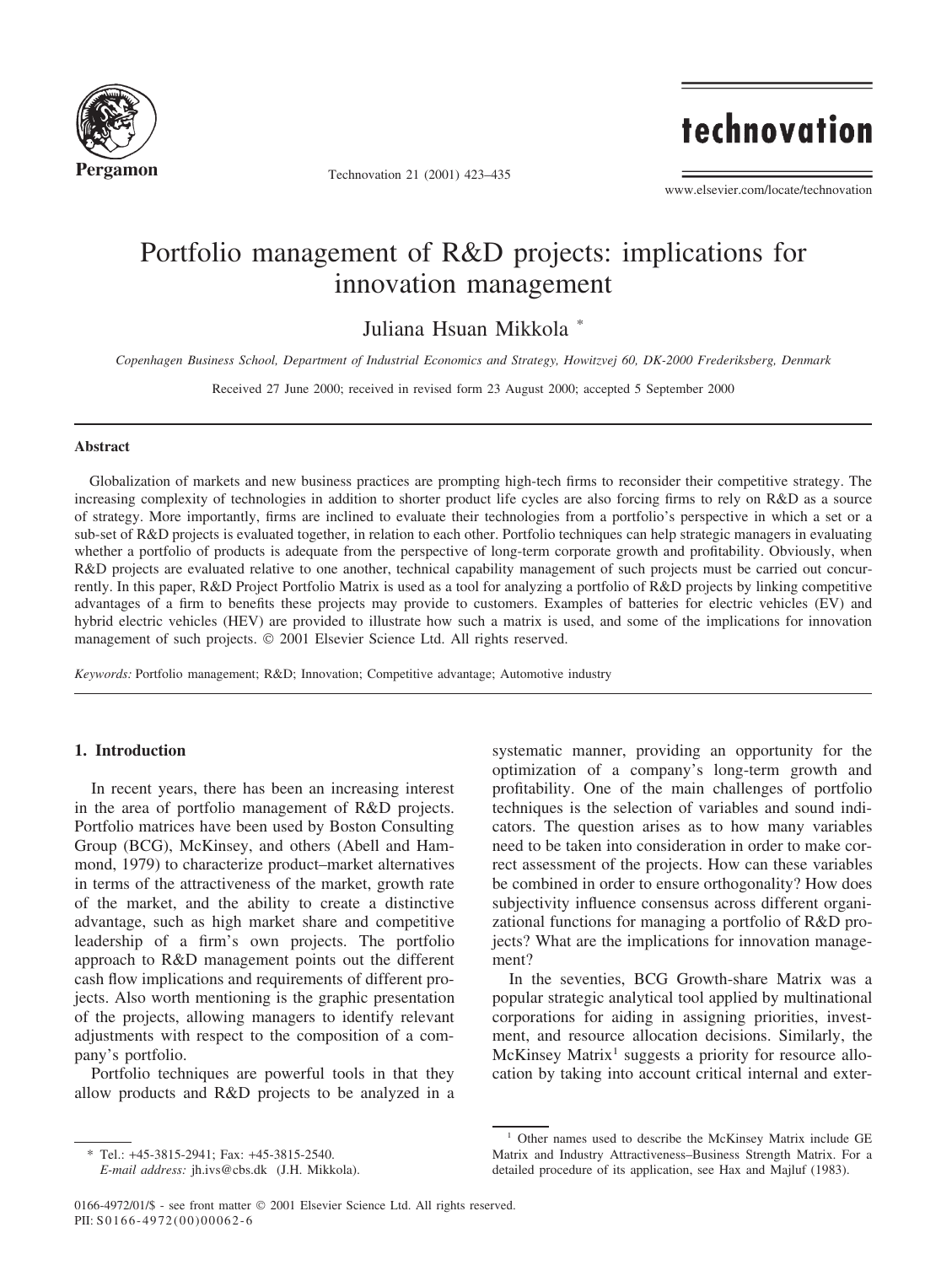# Portfolio management of R&D projects: implications for innovation management

Juliana Hsuan Mikkola *

*Copenhagen Business School, Department of Industrial Economics and Strategy, Howitzvej 60, DK-2000 Frederiksberg, Denmark*

Received 27 June 2000; received in revised form 23 August 2000; accepted 5 September 2000

## Abstract

Globalization of markets and new business practices are prompting high-tech firms to reconsider their competitive strategy. The increasing complexity of technologies in addition to shorter product life cycles are also forcing firms to rely on R&D as a source of strategy. More importantly, firms are inclined to evaluate their technologies from a portfolio's perspective in which a set or a sub-set of R&D projects is evaluated together, in relation to each other. Portfolio techniques can help strategic managers in evaluating whether a portfolio of products is adequate from the perspective of long-term corporate growth and profitability. Obviously, when R&D projects are evaluated relative to one another, technical capability management of such projects must be carried out concurrently. In this paper, R&D Project Portfolio Matrix is used as a tool for analyzing a portfolio of R&D projects by linking competitive advantages of a firm to benefits these projects may provide to customers. Examples of batteries for electric vehicles (EV) and hybrid electric vehicles (HEV) are provided to illustrate how such a matrix is used, and some of the implications for innovation management of such projects. © 2001 Elsevier Science Ltd. All rights reserved.

*Keywords:* Portfolio management; R&D; Innovation; Competitive advantage; Automotive industry

## 1. Introduction

In recent years, there has been an increasing interest in the area of portfolio management of R&D projects. Portfolio matrices have been used by Boston Consulting Group (BCG), McKinsey, and others (Abell and Hammond, 1979) to characterize product–market alternatives in terms of the attractiveness of the market, growth rate of the market, and the ability to create a distinctive advantage, such as high market share and competitive leadership of a firm's own projects. The portfolio approach to R&D management points out the different cash flow implications and requirements of different projects. Also worth mentioning is the graphic presentation of the projects, allowing managers to identify relevant adjustments with respect to the composition of a company's portfolio.

Portfolio techniques are powerful tools in that they allow products and R&D projects to be analyzed in a systematic manner, providing an opportunity for the optimization of a company's long-term growth and profitability. One of the main challenges of portfolio techniques is the selection of variables and sound indicators. The question arises as to how many variables need to be taken into consideration in order to make correct assessment of the projects. How can these variables be combined in order to ensure orthogonality? How does subjectivity influence consensus across different organizational functions for managing a portfolio of R&D projects? What are the implications for innovation management?

In the seventies, BCG Growth-share Matrix was a popular strategic analytical tool applied by multinational corporations for aiding in assigning priorities, investment, and resource allocation decisions. Similarly, the McKinsey Matrix[1] suggests a priority for resource allocation by taking into account critical internal and exter-

* Tel.: +45-3815-2941; Fax: +45-3815-2540.
*E-mail address:* jh.ivs@cbs.dk (J.H. Mikkola).

[1] Other names used to describe the McKinsey Matrix include GE Matrix and Industry Attractiveness–Business Strength Matrix. For a detailed procedure of its application, see Hax and Majluf (1983).

0166-4972/01/$ - see front matter © 2001 Elsevier Science Ltd. All rights reserved.
PII: S0166-4972(00)00062-6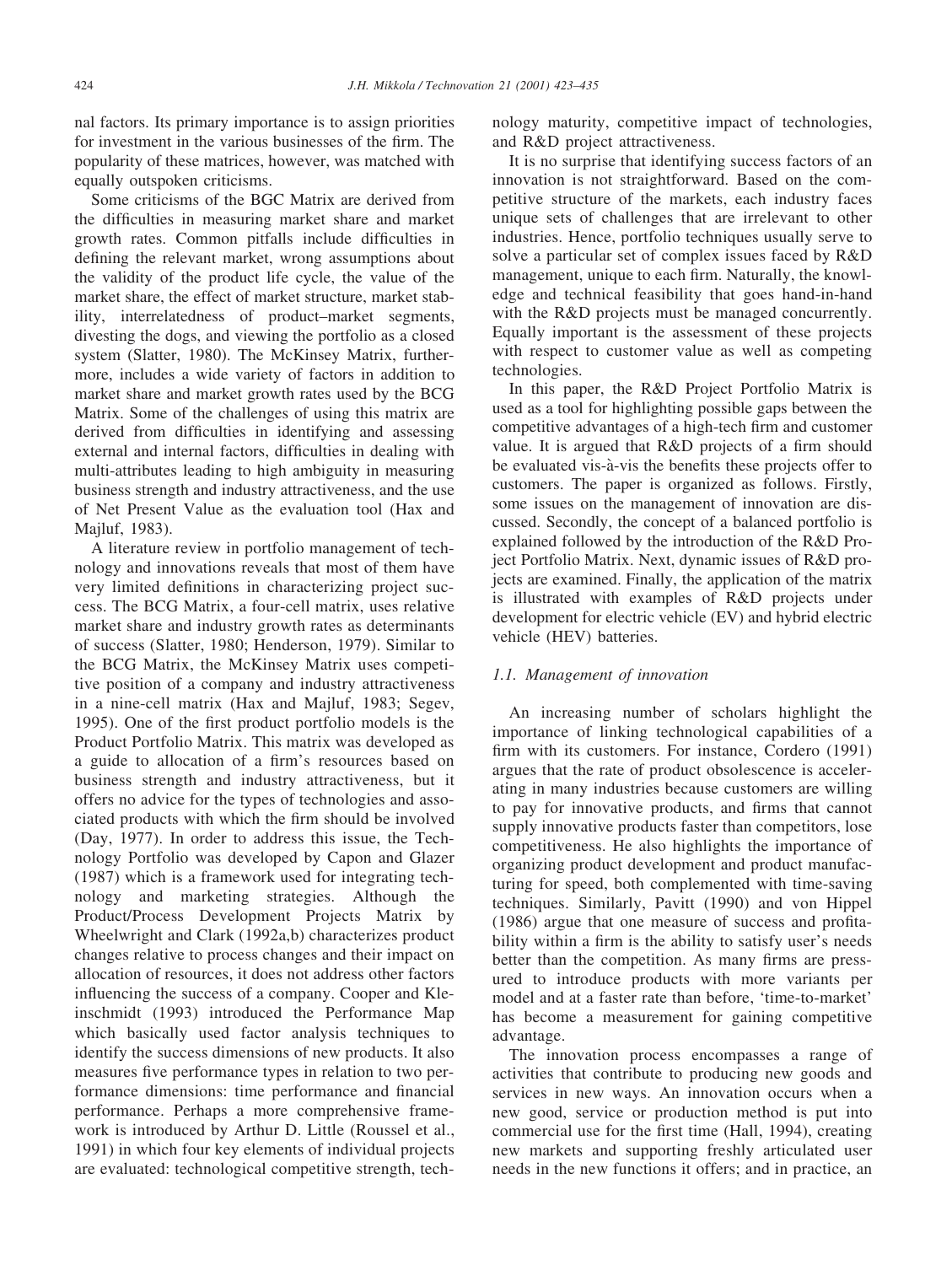nal factors. Its primary importance is to assign priorities for investment in the various businesses of the firm. The popularity of these matrices, however, was matched with equally outspoken criticisms.

Some criticisms of the BGC Matrix are derived from the difficulties in measuring market share and market growth rates. Common pitfalls include difficulties in defining the relevant market, wrong assumptions about the validity of the product life cycle, the value of the market share, the effect of market structure, market stability, interrelatedness of product–market segments, divesting the dogs, and viewing the portfolio as a closed system (Slatter, 1980). The McKinsey Matrix, furthermore, includes a wide variety of factors in addition to market share and market growth rates used by the BCG Matrix. Some of the challenges of using this matrix are derived from difficulties in identifying and assessing external and internal factors, difficulties in dealing with multi-attributes leading to high ambiguity in measuring business strength and industry attractiveness, and the use of Net Present Value as the evaluation tool (Hax and Majluf, 1983).

A literature review in portfolio management of technology and innovations reveals that most of them have very limited definitions in characterizing project success. The BCG Matrix, a four-cell matrix, uses relative market share and industry growth rates as determinants of success (Slatter, 1980; Henderson, 1979). Similar to the BCG Matrix, the McKinsey Matrix uses competitive position of a company and industry attractiveness in a nine-cell matrix (Hax and Majluf, 1983; Segev, 1995). One of the first product portfolio models is the Product Portfolio Matrix. This matrix was developed as a guide to allocation of a firm's resources based on business strength and industry attractiveness, but it offers no advice for the types of technologies and associated products with which the firm should be involved (Day, 1977). In order to address this issue, the Technology Portfolio was developed by Capon and Glazer (1987) which is a framework used for integrating technology and marketing strategies. Although the Product/Process Development Projects Matrix by Wheelwright and Clark (1992a,b) characterizes product changes relative to process changes and their impact on allocation of resources, it does not address other factors influencing the success of a company. Cooper and Kleinschmidt (1993) introduced the Performance Map which basically used factor analysis techniques to identify the success dimensions of new products. It also measures five performance types in relation to two performance dimensions: time performance and financial performance. Perhaps a more comprehensive framework is introduced by Arthur D. Little (Roussel et al., 1991) in which four key elements of individual projects are evaluated: technological competitive strength, technology maturity, competitive impact of technologies, and R&D project attractiveness.

It is no surprise that identifying success factors of an innovation is not straightforward. Based on the competitive structure of the markets, each industry faces unique sets of challenges that are irrelevant to other industries. Hence, portfolio techniques usually serve to solve a particular set of complex issues faced by R&D management, unique to each firm. Naturally, the knowledge and technical feasibility that goes hand-in-hand with the R&D projects must be managed concurrently. Equally important is the assessment of these projects with respect to customer value as well as competing technologies.

In this paper, the R&D Project Portfolio Matrix is used as a tool for highlighting possible gaps between the competitive advantages of a high-tech firm and customer value. It is argued that R&D projects of a firm should be evaluated vis-à-vis the benefits these projects offer to customers. The paper is organized as follows. Firstly, some issues on the management of innovation are discussed. Secondly, the concept of a balanced portfolio is explained followed by the introduction of the R&D Project Portfolio Matrix. Next, dynamic issues of R&D projects are examined. Finally, the application of the matrix is illustrated with examples of R&D projects under development for electric vehicle (EV) and hybrid electric vehicle (HEV) batteries.

### 1.1. Management of innovation

An increasing number of scholars highlight the importance of linking technological capabilities of a firm with its customers. For instance, Cordero (1991) argues that the rate of product obsolescence is accelerating in many industries because customers are willing to pay for innovative products, and firms that cannot supply innovative products faster than competitors, lose competitiveness. He also highlights the importance of organizing product development and product manufacturing for speed, both complemented with time-saving techniques. Similarly, Pavitt (1990) and von Hippel (1986) argue that one measure of success and profitability within a firm is the ability to satisfy user's needs better than the competition. As many firms are pressured to introduce products with more variants per model and at a faster rate than before, 'time-to-market' has become a measurement for gaining competitive advantage.

The innovation process encompasses a range of activities that contribute to producing new goods and services in new ways. An innovation occurs when a new good, service or production method is put into commercial use for the first time (Hall, 1994), creating new markets and supporting freshly articulated user needs in the new functions it offers; and in practice, an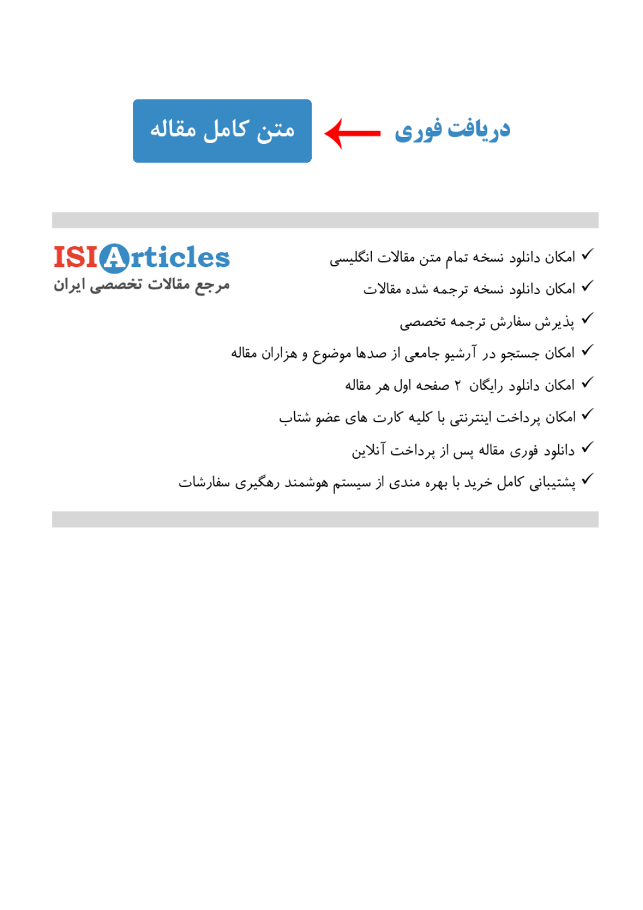دریافت فوری ← متن کامل مقاله

ISIArticles
مرجع مقالات تخصصی ایران

- ✓ امکان دانلود نسخه تمام متن مقالات انگلیسی
- ✓ امکان دانلود نسخه ترجمه شده مقالات
- ✓ پذیرش سفارش ترجمه تخصصی
- ✓ امکان جستجو در آرشیو جامعی از صدها موضوع و هزاران مقاله
- ✓ امکان دانلود رایگان ۲ صفحه اول هر مقاله
- ✓ امکان پرداخت اینترنتی با کلیه کارت های عضو شتاب
- ✓ دانلود فوری مقاله پس از پرداخت آنلاین
- ✓ پشتیبانی کامل خرید با بهره مندی از سیستم هوشمند رهگیری سفارشات